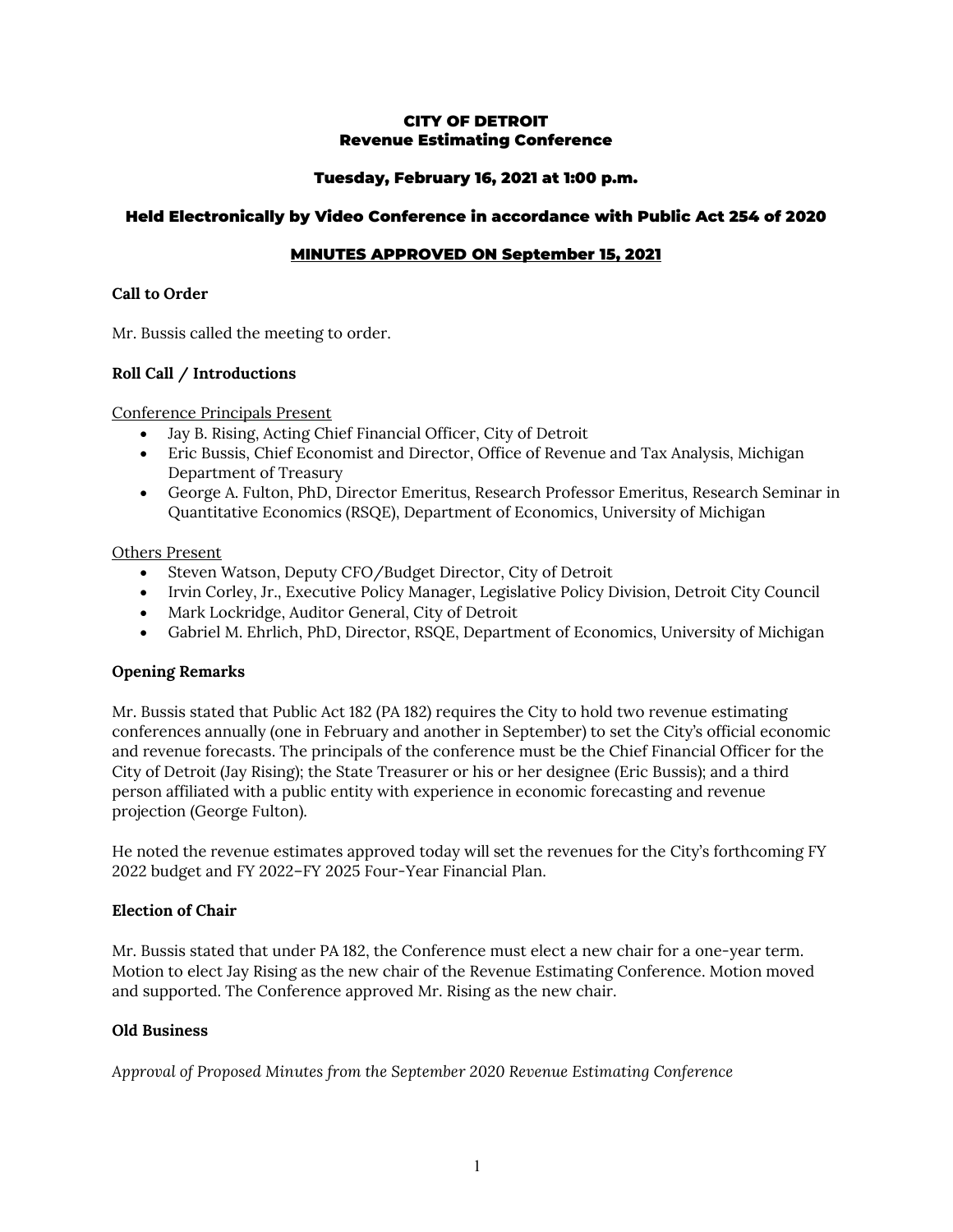# CITY OF DETROIT
# Revenue Estimating Conference

### Tuesday, February 16, 2021 at 1:00 p.m.

### Held Electronically by Video Conference in accordance with Public Act 254 of 2020

### MINUTES APPROVED ON September 15, 2021

**Call to Order**

Mr. Bussis called the meeting to order.

**Roll Call / Introductions**

Conference Principals Present

- Jay B. Rising, Acting Chief Financial Officer, City of Detroit
- Eric Bussis, Chief Economist and Director, Office of Revenue and Tax Analysis, Michigan Department of Treasury
- George A. Fulton, PhD, Director Emeritus, Research Professor Emeritus, Research Seminar in Quantitative Economics (RSQE), Department of Economics, University of Michigan

Others Present

- Steven Watson, Deputy CFO/Budget Director, City of Detroit
- Irvin Corley, Jr., Executive Policy Manager, Legislative Policy Division, Detroit City Council
- Mark Lockridge, Auditor General, City of Detroit
- Gabriel M. Ehrlich, PhD, Director, RSQE, Department of Economics, University of Michigan

**Opening Remarks**

Mr. Bussis stated that Public Act 182 (PA 182) requires the City to hold two revenue estimating conferences annually (one in February and another in September) to set the City's official economic and revenue forecasts. The principals of the conference must be the Chief Financial Officer for the City of Detroit (Jay Rising); the State Treasurer or his or her designee (Eric Bussis); and a third person affiliated with a public entity with experience in economic forecasting and revenue projection (George Fulton).

He noted the revenue estimates approved today will set the revenues for the City's forthcoming FY 2022 budget and FY 2022–FY 2025 Four-Year Financial Plan.

**Election of Chair**

Mr. Bussis stated that under PA 182, the Conference must elect a new chair for a one-year term. Motion to elect Jay Rising as the new chair of the Revenue Estimating Conference. Motion moved and supported. The Conference approved Mr. Rising as the new chair.

**Old Business**

*Approval of Proposed Minutes from the September 2020 Revenue Estimating Conference*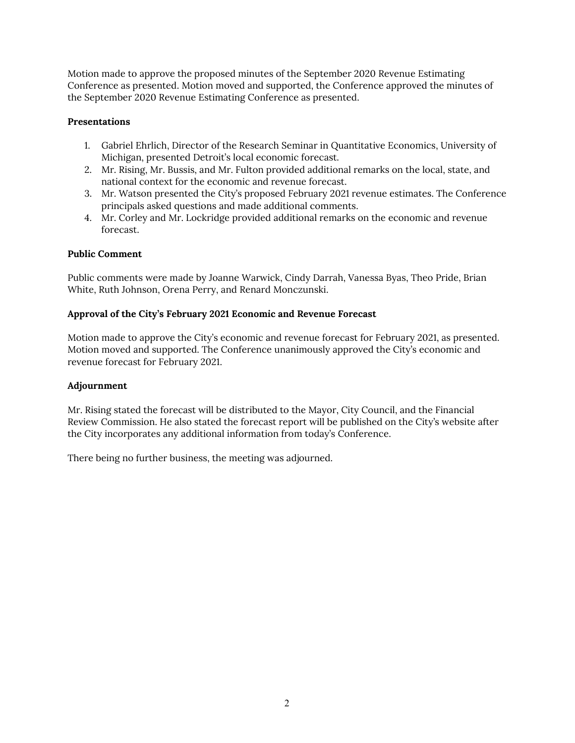Motion made to approve the proposed minutes of the September 2020 Revenue Estimating Conference as presented. Motion moved and supported, the Conference approved the minutes of the September 2020 Revenue Estimating Conference as presented.

**Presentations**

1. Gabriel Ehrlich, Director of the Research Seminar in Quantitative Economics, University of Michigan, presented Detroit's local economic forecast.
2. Mr. Rising, Mr. Bussis, and Mr. Fulton provided additional remarks on the local, state, and national context for the economic and revenue forecast.
3. Mr. Watson presented the City's proposed February 2021 revenue estimates. The Conference principals asked questions and made additional comments.
4. Mr. Corley and Mr. Lockridge provided additional remarks on the economic and revenue forecast.

**Public Comment**

Public comments were made by Joanne Warwick, Cindy Darrah, Vanessa Byas, Theo Pride, Brian White, Ruth Johnson, Orena Perry, and Renard Monczunski.

**Approval of the City's February 2021 Economic and Revenue Forecast**

Motion made to approve the City's economic and revenue forecast for February 2021, as presented. Motion moved and supported. The Conference unanimously approved the City's economic and revenue forecast for February 2021.

**Adjournment**

Mr. Rising stated the forecast will be distributed to the Mayor, City Council, and the Financial Review Commission. He also stated the forecast report will be published on the City's website after the City incorporates any additional information from today's Conference.

There being no further business, the meeting was adjourned.